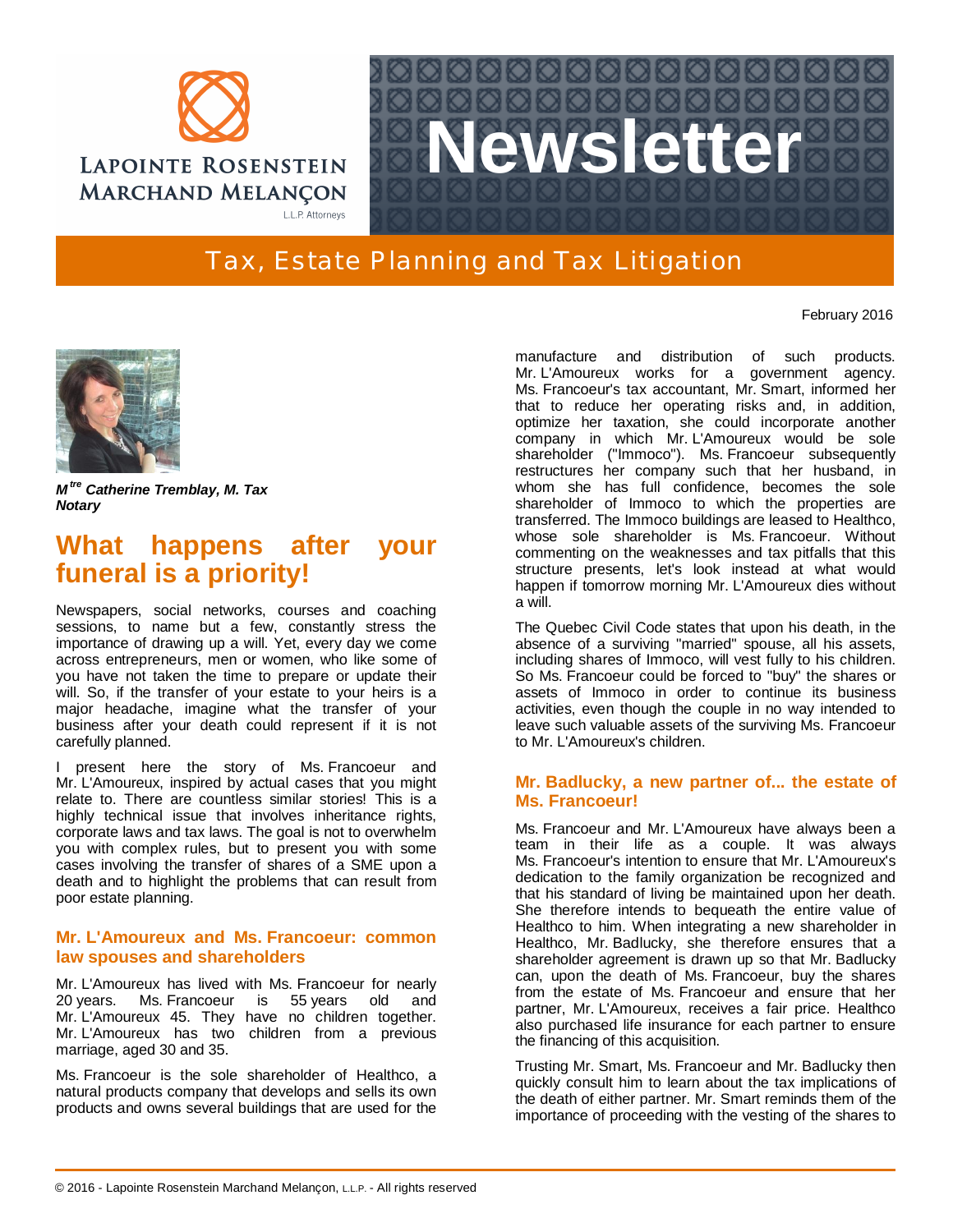# Lapointe Rosenstein Marchand Melançon L.L.P. Attorneys

# Newsletter

## Tax, Estate Planning and Tax Litigation

February 2016

***M[tre] Catherine Tremblay, M. Tax Notary***

# What happens after your funeral is a priority!

Newspapers, social networks, courses and coaching sessions, to name but a few, constantly stress the importance of drawing up a will. Yet, every day we come across entrepreneurs, men or women, who like some of you have not taken the time to prepare or update their will. So, if the transfer of your estate to your heirs is a major headache, imagine what the transfer of your business after your death could represent if it is not carefully planned.

I present here the story of Ms. Francoeur and Mr. L'Amoureux, inspired by actual cases that you might relate to. There are countless similar stories! This is a highly technical issue that involves inheritance rights, corporate laws and tax laws. The goal is not to overwhelm you with complex rules, but to present you with some cases involving the transfer of shares of a SME upon a death and to highlight the problems that can result from poor estate planning.

### Mr. L'Amoureux and Ms. Francoeur: common law spouses and shareholders

Mr. L'Amoureux has lived with Ms. Francoeur for nearly 20 years. Ms. Francoeur is 55 years old and Mr. L'Amoureux 45. They have no children together. Mr. L'Amoureux has two children from a previous marriage, aged 30 and 35.

Ms. Francoeur is the sole shareholder of Healthco, a natural products company that develops and sells its own products and owns several buildings that are used for the manufacture and distribution of such products. Mr. L'Amoureux works for a government agency. Ms. Francoeur's tax accountant, Mr. Smart, informed her that to reduce her operating risks and, in addition, optimize her taxation, she could incorporate another company in which Mr. L'Amoureux would be sole shareholder ("Immoco"). Ms. Francoeur subsequently restructures her company such that her husband, in whom she has full confidence, becomes the sole shareholder of Immoco to which the properties are transferred. The Immoco buildings are leased to Healthco, whose sole shareholder is Ms. Francoeur. Without commenting on the weaknesses and tax pitfalls that this structure presents, let's look instead at what would happen if tomorrow morning Mr. L'Amoureux dies without a will.

The Quebec Civil Code states that upon his death, in the absence of a surviving "married" spouse, all his assets, including shares of Immoco, will vest fully to his children. So Ms. Francoeur could be forced to "buy" the shares or assets of Immoco in order to continue its business activities, even though the couple in no way intended to leave such valuable assets of the surviving Ms. Francoeur to Mr. L'Amoureux's children.

### Mr. Badlucky, a new partner of... the estate of Ms. Francoeur!

Ms. Francoeur and Mr. L'Amoureux have always been a team in their life as a couple. It was always Ms. Francoeur's intention to ensure that Mr. L'Amoureux's dedication to the family organization be recognized and that his standard of living be maintained upon her death. She therefore intends to bequeath the entire value of Healthco to him. When integrating a new shareholder in Healthco, Mr. Badlucky, she therefore ensures that a shareholder agreement is drawn up so that Mr. Badlucky can, upon the death of Ms. Francoeur, buy the shares from the estate of Ms. Francoeur and ensure that her partner, Mr. L'Amoureux, receives a fair price. Healthco also purchased life insurance for each partner to ensure the financing of this acquisition.

Trusting Mr. Smart, Ms. Francoeur and Mr. Badlucky then quickly consult him to learn about the tax implications of the death of either partner. Mr. Smart reminds them of the importance of proceeding with the vesting of the shares to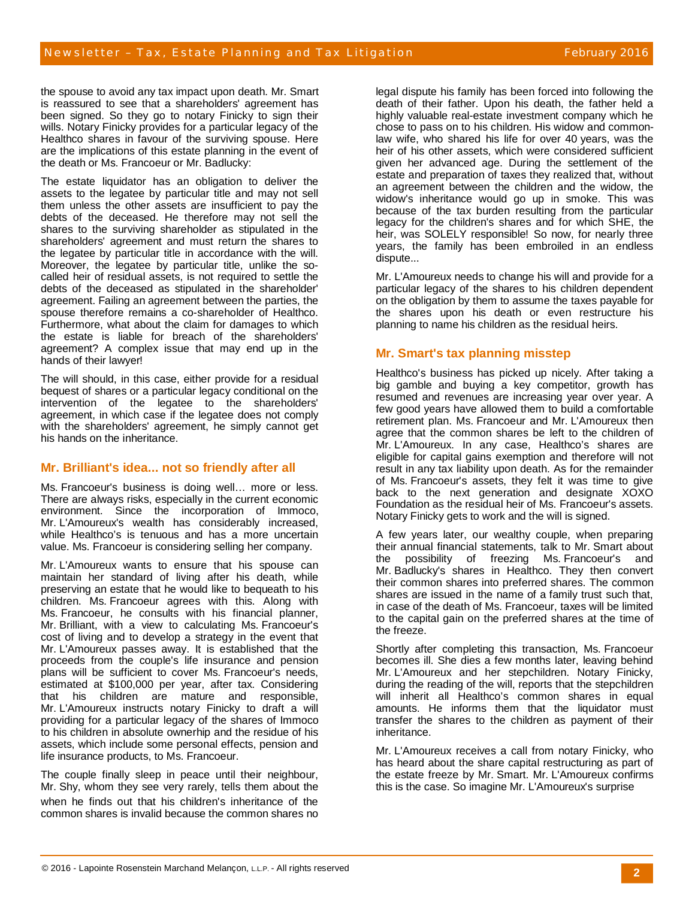the spouse to avoid any tax impact upon death. Mr. Smart is reassured to see that a shareholders' agreement has been signed. So they go to notary Finicky to sign their wills. Notary Finicky provides for a particular legacy of the Healthco shares in favour of the surviving spouse. Here are the implications of this estate planning in the event of the death or Ms. Francoeur or Mr. Badlucky:

The estate liquidator has an obligation to deliver the assets to the legatee by particular title and may not sell them unless the other assets are insufficient to pay the debts of the deceased. He therefore may not sell the shares to the surviving shareholder as stipulated in the shareholders' agreement and must return the shares to the legatee by particular title in accordance with the will. Moreover, the legatee by particular title, unlike the so-called heir of residual assets, is not required to settle the debts of the deceased as stipulated in the shareholder' agreement. Failing an agreement between the parties, the spouse therefore remains a co-shareholder of Healthco. Furthermore, what about the claim for damages to which the estate is liable for breach of the shareholders' agreement? A complex issue that may end up in the hands of their lawyer!

The will should, in this case, either provide for a residual bequest of shares or a particular legacy conditional on the intervention of the legatee to the shareholders' agreement, in which case if the legatee does not comply with the shareholders' agreement, he simply cannot get his hands on the inheritance.

## Mr. Brilliant's idea... not so friendly after all

Ms. Francoeur's business is doing well… more or less. There are always risks, especially in the current economic environment. Since the incorporation of Immoco, Mr. L'Amoureux's wealth has considerably increased, while Healthco's is tenuous and has a more uncertain value. Ms. Francoeur is considering selling her company.

Mr. L'Amoureux wants to ensure that his spouse can maintain her standard of living after his death, while preserving an estate that he would like to bequeath to his children. Ms. Francoeur agrees with this. Along with Ms. Francoeur, he consults with his financial planner, Mr. Brilliant, with a view to calculating Ms. Francoeur's cost of living and to develop a strategy in the event that Mr. L'Amoureux passes away. It is established that the proceeds from the couple's life insurance and pension plans will be sufficient to cover Ms. Francoeur's needs, estimated at $100,000 per year, after tax. Considering that his children are mature and responsible, Mr. L'Amoureux instructs notary Finicky to draft a will providing for a particular legacy of the shares of Immoco to his children in absolute owernhip and the residue of his assets, which include some personal effects, pension and life insurance products, to Ms. Francoeur.

The couple finally sleep in peace until their neighbour, Mr. Shy, whom they see very rarely, tells them about the legal dispute his family has been forced into following the death of their father. Upon his death, the father held a highly valuable real-estate investment company which he chose to pass on to his children. His widow and common-law wife, who shared his life for over 40 years, was the heir of his other assets, which were considered sufficient given her advanced age. During the settlement of the estate and preparation of taxes they realized that, without an agreement between the children and the widow, the widow's inheritance would go up in smoke. This was because of the tax burden resulting from the particular legacy for the children's shares and for which SHE, the heir, was SOLELY responsible! So now, for nearly three years, the family has been embroiled in an endless dispute...

Mr. L'Amoureux needs to change his will and provide for a particular legacy of the shares to his children dependent on the obligation by them to assume the taxes payable for the shares upon his death or even restructure his planning to name his children as the residual heirs.

## Mr. Smart's tax planning misstep

Healthco's business has picked up nicely. After taking a big gamble and buying a key competitor, growth has resumed and revenues are increasing year over year. A few good years have allowed them to build a comfortable retirement plan. Ms. Francoeur and Mr. L'Amoureux then agree that the common shares be left to the children of Mr. L'Amoureux. In any case, Healthco's shares are eligible for capital gains exemption and therefore will not result in any tax liability upon death. As for the remainder of Ms. Francoeur's assets, they felt it was time to give back to the next generation and designate XOXO Foundation as the residual heir of Ms. Francoeur's assets. Notary Finicky gets to work and the will is signed.

A few years later, our wealthy couple, when preparing their annual financial statements, talk to Mr. Smart about the possibility of freezing Ms. Francoeur's and Mr. Badlucky's shares in Healthco. They then convert their common shares into preferred shares. The common shares are issued in the name of a family trust such that, in case of the death of Ms. Francoeur, taxes will be limited to the capital gain on the preferred shares at the time of the freeze.

Shortly after completing this transaction, Ms. Francoeur becomes ill. She dies a few months later, leaving behind Mr. L'Amoureux and her stepchildren. Notary Finicky, during the reading of the will, reports that the stepchildren will inherit all Healthco's common shares in equal amounts. He informs them that the liquidator must transfer the shares to the children as payment of their inheritance.

Mr. L'Amoureux receives a call from notary Finicky, who has heard about the share capital restructuring as part of the estate freeze by Mr. Smart. Mr. L'Amoureux confirms this is the case. So imagine Mr. L'Amoureux's surprise when he finds out that his children's inheritance of the common shares is invalid because the common shares no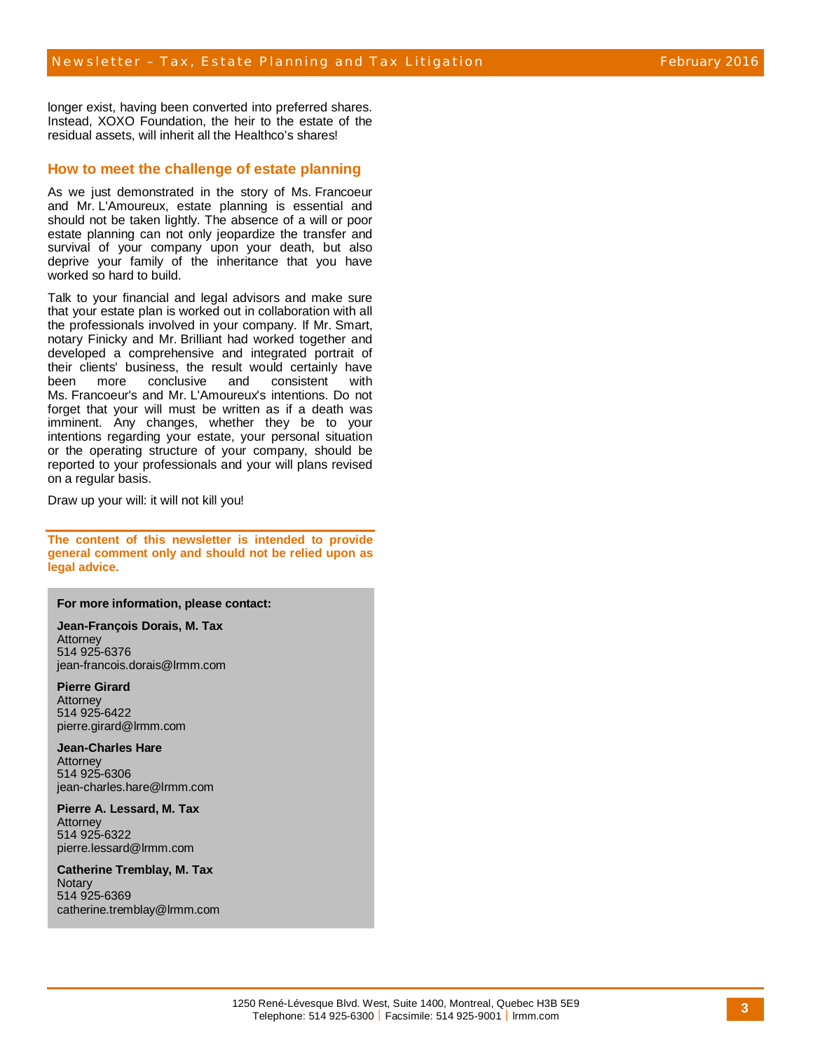longer exist, having been converted into preferred shares. Instead, XOXO Foundation, the heir to the estate of the residual assets, will inherit all the Healthco's shares!

## How to meet the challenge of estate planning

As we just demonstrated in the story of Ms. Francoeur and Mr. L'Amoureux, estate planning is essential and should not be taken lightly. The absence of a will or poor estate planning can not only jeopardize the transfer and survival of your company upon your death, but also deprive your family of the inheritance that you have worked so hard to build.

Talk to your financial and legal advisors and make sure that your estate plan is worked out in collaboration with all the professionals involved in your company. If Mr. Smart, notary Finicky and Mr. Brilliant had worked together and developed a comprehensive and integrated portrait of their clients' business, the result would certainly have been more conclusive and consistent with Ms. Francoeur's and Mr. L'Amoureux's intentions. Do not forget that your will must be written as if a death was imminent. Any changes, whether they be to your intentions regarding your estate, your personal situation or the operating structure of your company, should be reported to your professionals and your will plans revised on a regular basis.

Draw up your will: it will not kill you!

**The content of this newsletter is intended to provide general comment only and should not be relied upon as legal advice.**

**For more information, please contact:**

**Jean-François Dorais, M. Tax**
Attorney
514 925-6376
jean-francois.dorais@lrmm.com

**Pierre Girard**
Attorney
514 925-6422
pierre.girard@lrmm.com

**Jean-Charles Hare**
Attorney
514 925-6306
jean-charles.hare@lrmm.com

**Pierre A. Lessard, M. Tax**
Attorney
514 925-6322
pierre.lessard@lrmm.com

**Catherine Tremblay, M. Tax**
Notary
514 925-6369
catherine.tremblay@lrmm.com